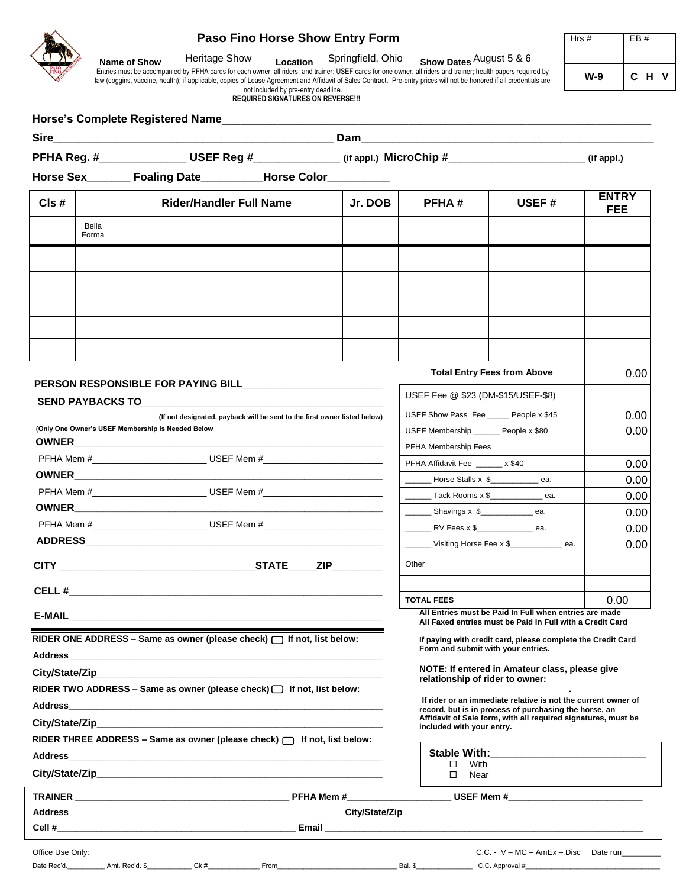# Paso Fino Horse Show Entry Form

| Hrs # | EB # |
|---|---|
| W-9 | C H V |

**Name of Show** Heritage Show **Location** Springfield, Ohio **Show Dates** August 5 & 6

Entries must be accompanied by PFHA cards for each owner, all riders, and trainer; USEF cards for one owner, all riders and trainer; health papers required by law (coggins, vaccine, health); if applicable, copies of Lease Agreement and Affidavit of Sales Contract. Pre-entry prices will not be honored if all credentials are not included by pre-entry deadline.

**REQUIRED SIGNATURES ON REVERSE!!!**

**Horse's Complete Registered Name**\_\_\_\_\_\_\_\_\_\_\_\_\_\_\_\_\_\_\_\_\_\_\_\_\_\_\_\_\_\_\_\_\_\_\_\_\_\_

**Sire**\_\_\_\_\_\_\_\_\_\_\_\_\_\_\_\_\_\_\_\_\_\_\_\_ **Dam**\_\_\_\_\_\_\_\_\_\_\_\_\_\_\_\_\_\_\_\_\_\_\_\_

**PFHA Reg. #**\_\_\_\_\_\_\_\_\_\_ **USEF Reg #**\_\_\_\_\_\_\_\_\_\_ **(if appl.) MicroChip #**\_\_\_\_\_\_\_\_\_\_\_\_ **(if appl.)**

**Horse Sex**\_\_\_\_\_\_ **Foaling Date**\_\_\_\_\_\_\_\_ **Horse Color**\_\_\_\_\_\_\_\_

| Cls # | | Rider/Handler Full Name | Jr. DOB | PFHA # | USEF # | ENTRY FEE |
|---|---|---|---|---|---|---|
| | Bella Forma | | | | | |
| | | | | | | |
| | | | | | | |
| | | | | | | |
| | | | | | | |
| | | | | | | |

**PERSON RESPONSIBLE FOR PAYING BILL**\_\_\_\_\_\_\_\_\_\_\_\_\_\_\_\_\_\_\_\_

**SEND PAYBACKS TO**\_\_\_\_\_\_\_\_\_\_\_\_\_\_\_\_\_\_\_\_

**(If not designated, payback will be sent to the first owner listed below)**

**(Only One Owner's USEF Membership is Needed Below**

**OWNER**\_\_\_\_\_\_\_\_\_\_\_\_\_\_\_\_\_\_\_\_

PFHA Mem #\_\_\_\_\_\_\_\_\_\_ USEF Mem #\_\_\_\_\_\_\_\_\_\_

**OWNER**\_\_\_\_\_\_\_\_\_\_\_\_\_\_\_\_\_\_\_\_

PFHA Mem #\_\_\_\_\_\_\_\_\_\_ USEF Mem #\_\_\_\_\_\_\_\_\_\_

**OWNER**\_\_\_\_\_\_\_\_\_\_\_\_\_\_\_\_\_\_\_\_

PFHA Mem #\_\_\_\_\_\_\_\_\_\_ USEF Mem #\_\_\_\_\_\_\_\_\_\_

**ADDRESS**\_\_\_\_\_\_\_\_\_\_\_\_\_\_\_\_\_\_\_\_

**CITY**\_\_\_\_\_\_\_\_\_\_\_\_ **STATE**\_\_\_\_ **ZIP**\_\_\_\_\_\_

**CELL #**\_\_\_\_\_\_\_\_\_\_\_\_\_\_\_\_\_\_\_\_

**E-MAIL**\_\_\_\_\_\_\_\_\_\_\_\_\_\_\_\_\_\_\_\_

| | |
|---|---|
| **Total Entry Fees from Above** | 0.00 |
| USEF Fee @ $23 (DM-$15/USEF-$8) | |
| USEF Show Pass Fee \_\_\_\_ People x $45 | 0.00 |
| USEF Membership \_\_\_\_ People x $80 | 0.00 |
| PFHA Membership Fees | |
| PFHA Affidavit Fee \_\_\_\_ x $40 | 0.00 |
| \_\_\_\_ Horse Stalls x $\_\_\_\_ ea. | 0.00 |
| \_\_\_\_ Tack Rooms x $\_\_\_\_ ea. | 0.00 |
| \_\_\_\_ Shavings x $\_\_\_\_ ea. | 0.00 |
| \_\_\_\_ RV Fees x $\_\_\_\_ ea. | 0.00 |
| \_\_\_\_ Visiting Horse Fee x $\_\_\_\_ ea. | 0.00 |
| Other | |
| | |
| **TOTAL FEES** | 0.00 |

**All Entries must be Paid In Full when entries are made**
**All Faxed entries must be Paid In Full with a Credit Card**

**If paying with credit card, please complete the Credit Card Form and submit with your entries.**

**NOTE: If entered in Amateur class, please give relationship of rider to owner:**

\_\_\_\_\_\_\_\_\_\_\_\_\_\_\_\_\_\_\_\_.

**If rider or an immediate relative is not the current owner of record, but is in process of purchasing the horse, an Affidavit of Sale form, with all required signatures, must be included with your entry.**

**RIDER ONE ADDRESS – Same as owner (please check) ☐ If not, list below:**

**Address**\_\_\_\_\_\_\_\_\_\_\_\_\_\_\_\_\_\_\_\_

**City/State/Zip**\_\_\_\_\_\_\_\_\_\_\_\_\_\_\_\_\_\_\_\_

**RIDER TWO ADDRESS – Same as owner (please check) ☐ If not, list below:**

**Address**\_\_\_\_\_\_\_\_\_\_\_\_\_\_\_\_\_\_\_\_

**City/State/Zip**\_\_\_\_\_\_\_\_\_\_\_\_\_\_\_\_\_\_\_\_

**RIDER THREE ADDRESS – Same as owner (please check) ☐ If not, list below:**

**Address**\_\_\_\_\_\_\_\_\_\_\_\_\_\_\_\_\_\_\_\_

**City/State/Zip**\_\_\_\_\_\_\_\_\_\_\_\_\_\_\_\_\_\_\_\_

**Stable With:**\_\_\_\_\_\_\_\_\_\_\_\_\_\_\_\_\_\_\_\_
- ☐ With
- ☐ Near

**TRAINER**\_\_\_\_\_\_\_\_\_\_\_\_ **PFHA Mem #**\_\_\_\_\_\_\_\_ **USEF Mem #**\_\_\_\_\_\_\_\_

**Address**\_\_\_\_\_\_\_\_\_\_\_\_ **City/State/Zip**\_\_\_\_\_\_\_\_\_\_\_\_

**Cell #**\_\_\_\_\_\_\_\_\_\_\_\_ **Email**\_\_\_\_\_\_\_\_\_\_\_\_

Office Use Only: C.C. - V – MC – AmEx – Disc Date run\_\_\_\_\_\_

Date Rec'd.\_\_\_\_\_\_ Amt. Rec'd. $\_\_\_\_\_\_ Ck #\_\_\_\_\_\_ From\_\_\_\_\_\_\_\_\_\_ Bal. $\_\_\_\_\_\_ C.C. Approval #\_\_\_\_\_\_\_\_\_\_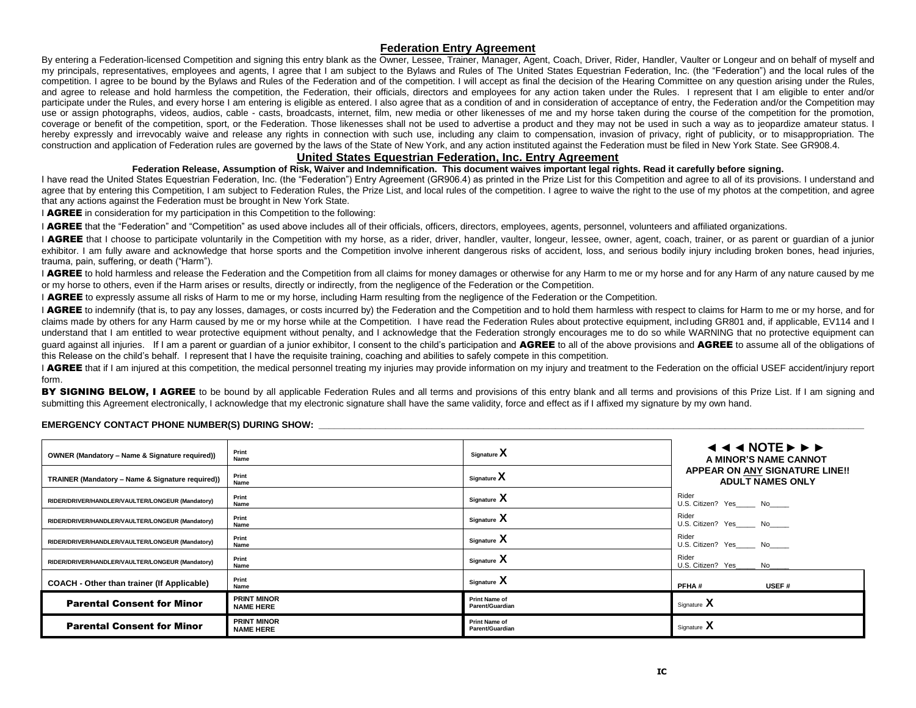## Federation Entry Agreement

By entering a Federation-licensed Competition and signing this entry blank as the Owner, Lessee, Trainer, Manager, Agent, Coach, Driver, Rider, Handler, Vaulter or Longeur and on behalf of myself and my principals, representatives, employees and agents, I agree that I am subject to the Bylaws and Rules of The United States Equestrian Federation, Inc. (the "Federation") and the local rules of the competition. I agree to be bound by the Bylaws and Rules of the Federation and of the competition. I will accept as final the decision of the Hearing Committee on any question arising under the Rules, and agree to release and hold harmless the competition, the Federation, their officials, directors and employees for any action taken under the Rules. I represent that I am eligible to enter and/or participate under the Rules, and every horse I am entering is eligible as entered. I also agree that as a condition of and in consideration of acceptance of entry, the Federation and/or the Competition may use or assign photographs, videos, audios, cable - casts, broadcasts, internet, film, new media or other likenesses of me and my horse taken during the course of the competition for the promotion, coverage or benefit of the competition, sport, or the Federation. Those likenesses shall not be used to advertise a product and they may not be used in such a way as to jeopardize amateur status. I hereby expressly and irrevocably waive and release any rights in connection with such use, including any claim to compensation, invasion of privacy, right of publicity, or to misappropriation. The construction and application of Federation rules are governed by the laws of the State of New York, and any action instituted against the Federation must be filed in New York State. See GR908.4.

## United States Equestrian Federation, Inc. Entry Agreement

**Federation Release, Assumption of Risk, Waiver and Indemnification. This document waives important legal rights. Read it carefully before signing.**

I have read the United States Equestrian Federation, Inc. (the "Federation") Entry Agreement (GR906.4) as printed in the Prize List for this Competition and agree to all of its provisions. I understand and agree that by entering this Competition, I am subject to Federation Rules, the Prize List, and local rules of the competition. I agree to waive the right to the use of my photos at the competition, and agree that any actions against the Federation must be brought in New York State.

I **AGREE** in consideration for my participation in this Competition to the following:

I **AGREE** that the "Federation" and "Competition" as used above includes all of their officials, officers, directors, employees, agents, personnel, volunteers and affiliated organizations.

I **AGREE** that I choose to participate voluntarily in the Competition with my horse, as a rider, driver, handler, vaulter, longeur, lessee, owner, agent, coach, trainer, or as parent or guardian of a junior exhibitor. I am fully aware and acknowledge that horse sports and the Competition involve inherent dangerous risks of accident, loss, and serious bodily injury including broken bones, head injuries, trauma, pain, suffering, or death ("Harm").

I **AGREE** to hold harmless and release the Federation and the Competition from all claims for money damages or otherwise for any Harm to me or my horse and for any Harm of any nature caused by me or my horse to others, even if the Harm arises or results, directly or indirectly, from the negligence of the Federation or the Competition.

I **AGREE** to expressly assume all risks of Harm to me or my horse, including Harm resulting from the negligence of the Federation or the Competition.

I **AGREE** to indemnify (that is, to pay any losses, damages, or costs incurred by) the Federation and the Competition and to hold them harmless with respect to claims for Harm to me or my horse, and for claims made by others for any Harm caused by me or my horse while at the Competition. I have read the Federation Rules about protective equipment, including GR801 and, if applicable, EV114 and I understand that I am entitled to wear protective equipment without penalty, and I acknowledge that the Federation strongly encourages me to do so while WARNING that no protective equipment can guard against all injuries. If I am a parent or guardian of a junior exhibitor, I consent to the child's participation and **AGREE** to all of the above provisions and **AGREE** to assume all of the obligations of this Release on the child's behalf. I represent that I have the requisite training, coaching and abilities to safely compete in this competition.

I **AGREE** that if I am injured at this competition, the medical personnel treating my injuries may provide information on my injury and treatment to the Federation on the official USEF accident/injury report form.

**BY SIGNING BELOW, I AGREE** to be bound by all applicable Federation Rules and all terms and provisions of this entry blank and all terms and provisions of this Prize List. If I am signing and submitting this Agreement electronically, I acknowledge that my electronic signature shall have the same validity, force and effect as if I affixed my signature by my own hand.

**EMERGENCY CONTACT PHONE NUMBER(S) DURING SHOW:** ______________________________

| | | | |
|---|---|---|---|
| **OWNER (Mandatory – Name & Signature required))** | Print Name | Signature X | **◄◄◄ NOTE ►►► A MINOR'S NAME CANNOT APPEAR ON ANY SIGNATURE LINE!! ADULT NAMES ONLY** |
| **TRAINER (Mandatory – Name & Signature required))** | Print Name | Signature X | |
| **RIDER/DRIVER/HANDLER/VAULTER/LONGEUR (Mandatory)** | Print Name | Signature X | Rider U.S. Citizen? Yes_____ No_____ |
| **RIDER/DRIVER/HANDLER/VAULTER/LONGEUR (Mandatory)** | Print Name | Signature X | Rider U.S. Citizen? Yes_____ No_____ |
| **RIDER/DRIVER/HANDLER/VAULTER/LONGEUR (Mandatory)** | Print Name | Signature X | Rider U.S. Citizen? Yes_____ No_____ |
| **RIDER/DRIVER/HANDLER/VAULTER/LONGEUR (Mandatory)** | Print Name | Signature X | Rider U.S. Citizen? Yes_____ No_____ |
| **COACH - Other than trainer (If Applicable)** | Print Name | Signature X | **PFHA # USEF #** |
| **Parental Consent for Minor** | **PRINT MINOR NAME HERE** | **Print Name of Parent/Guardian** | Signature X |
| **Parental Consent for Minor** | **PRINT MINOR NAME HERE** | **Print Name of Parent/Guardian** | Signature X |

**IC**